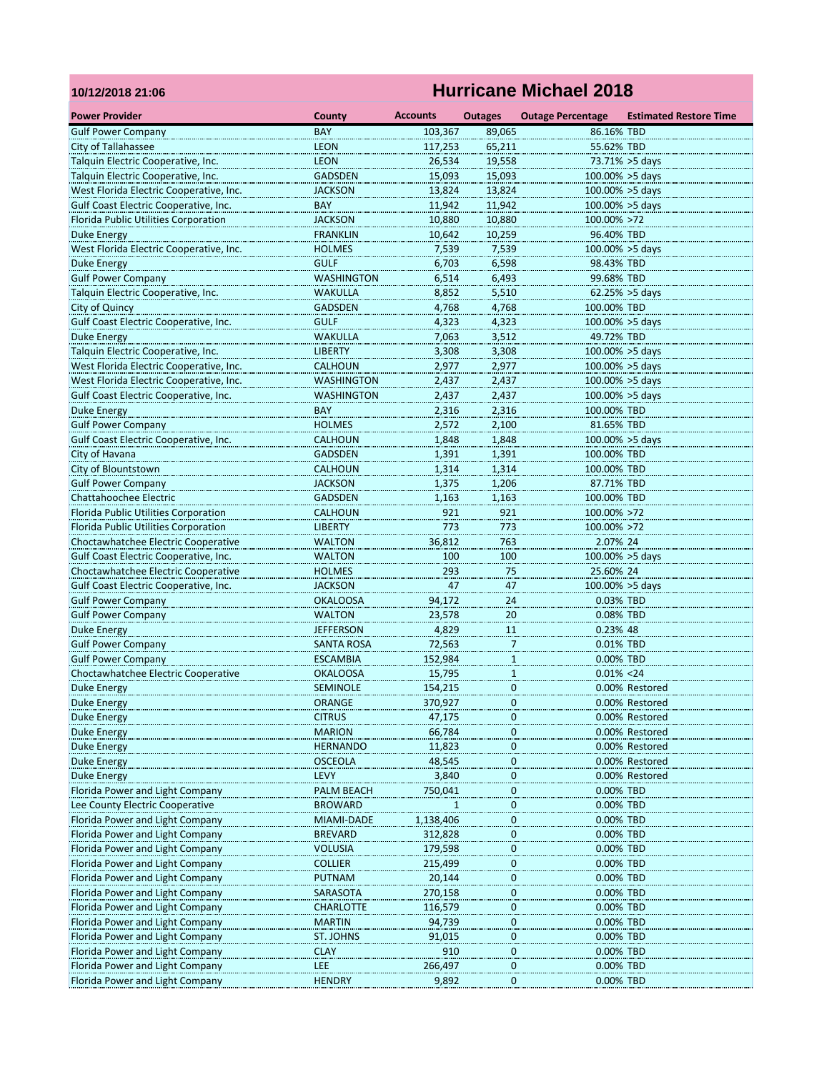**10/12/2018 21:06**

# Hurricane Michael 2018

| Power Provider | County | Accounts | Outages | Outage Percentage | Estimated Restore Time |
|---|---|---|---|---|---|
| Gulf Power Company | BAY | 103,367 | 89,065 | 86.16% | TBD |
| City of Tallahassee | LEON | 117,253 | 65,211 | 55.62% | TBD |
| Talquin Electric Cooperative, Inc. | LEON | 26,534 | 19,558 | 73.71% | >5 days |
| Talquin Electric Cooperative, Inc. | GADSDEN | 15,093 | 15,093 | 100.00% | >5 days |
| West Florida Electric Cooperative, Inc. | JACKSON | 13,824 | 13,824 | 100.00% | >5 days |
| Gulf Coast Electric Cooperative, Inc. | BAY | 11,942 | 11,942 | 100.00% | >5 days |
| Florida Public Utilities Corporation | JACKSON | 10,880 | 10,880 | 100.00% | >72 |
| Duke Energy | FRANKLIN | 10,642 | 10,259 | 96.40% | TBD |
| West Florida Electric Cooperative, Inc. | HOLMES | 7,539 | 7,539 | 100.00% | >5 days |
| Duke Energy | GULF | 6,703 | 6,598 | 98.43% | TBD |
| Gulf Power Company | WASHINGTON | 6,514 | 6,493 | 99.68% | TBD |
| Talquin Electric Cooperative, Inc. | WAKULLA | 8,852 | 5,510 | 62.25% | >5 days |
| City of Quincy | GADSDEN | 4,768 | 4,768 | 100.00% | TBD |
| Gulf Coast Electric Cooperative, Inc. | GULF | 4,323 | 4,323 | 100.00% | >5 days |
| Duke Energy | WAKULLA | 7,063 | 3,512 | 49.72% | TBD |
| Talquin Electric Cooperative, Inc. | LIBERTY | 3,308 | 3,308 | 100.00% | >5 days |
| West Florida Electric Cooperative, Inc. | CALHOUN | 2,977 | 2,977 | 100.00% | >5 days |
| West Florida Electric Cooperative, Inc. | WASHINGTON | 2,437 | 2,437 | 100.00% | >5 days |
| Gulf Coast Electric Cooperative, Inc. | WASHINGTON | 2,437 | 2,437 | 100.00% | >5 days |
| Duke Energy | BAY | 2,316 | 2,316 | 100.00% | TBD |
| Gulf Power Company | HOLMES | 2,572 | 2,100 | 81.65% | TBD |
| Gulf Coast Electric Cooperative, Inc. | CALHOUN | 1,848 | 1,848 | 100.00% | >5 days |
| City of Havana | GADSDEN | 1,391 | 1,391 | 100.00% | TBD |
| City of Blountstown | CALHOUN | 1,314 | 1,314 | 100.00% | TBD |
| Gulf Power Company | JACKSON | 1,375 | 1,206 | 87.71% | TBD |
| Chattahoochee Electric | GADSDEN | 1,163 | 1,163 | 100.00% | TBD |
| Florida Public Utilities Corporation | CALHOUN | 921 | 921 | 100.00% | >72 |
| Florida Public Utilities Corporation | LIBERTY | 773 | 773 | 100.00% | >72 |
| Choctawhatchee Electric Cooperative | WALTON | 36,812 | 763 | 2.07% | 24 |
| Gulf Coast Electric Cooperative, Inc. | WALTON | 100 | 100 | 100.00% | >5 days |
| Choctawhatchee Electric Cooperative | HOLMES | 293 | 75 | 25.60% | 24 |
| Gulf Coast Electric Cooperative, Inc. | JACKSON | 47 | 47 | 100.00% | >5 days |
| Gulf Power Company | OKALOOSA | 94,172 | 24 | 0.03% | TBD |
| Gulf Power Company | WALTON | 23,578 | 20 | 0.08% | TBD |
| Duke Energy | JEFFERSON | 4,829 | 11 | 0.23% | 48 |
| Gulf Power Company | SANTA ROSA | 72,563 | 7 | 0.01% | TBD |
| Gulf Power Company | ESCAMBIA | 152,984 | 1 | 0.00% | TBD |
| Choctawhatchee Electric Cooperative | OKALOOSA | 15,795 | 1 | 0.01% | <24 |
| Duke Energy | SEMINOLE | 154,215 | 0 | 0.00% | Restored |
| Duke Energy | ORANGE | 370,927 | 0 | 0.00% | Restored |
| Duke Energy | CITRUS | 47,175 | 0 | 0.00% | Restored |
| Duke Energy | MARION | 66,784 | 0 | 0.00% | Restored |
| Duke Energy | HERNANDO | 11,823 | 0 | 0.00% | Restored |
| Duke Energy | OSCEOLA | 48,545 | 0 | 0.00% | Restored |
| Duke Energy | LEVY | 3,840 | 0 | 0.00% | Restored |
| Florida Power and Light Company | PALM BEACH | 750,041 | 0 | 0.00% | TBD |
| Lee County Electric Cooperative | BROWARD | 1 | 0 | 0.00% | TBD |
| Florida Power and Light Company | MIAMI-DADE | 1,138,406 | 0 | 0.00% | TBD |
| Florida Power and Light Company | BREVARD | 312,828 | 0 | 0.00% | TBD |
| Florida Power and Light Company | VOLUSIA | 179,598 | 0 | 0.00% | TBD |
| Florida Power and Light Company | COLLIER | 215,499 | 0 | 0.00% | TBD |
| Florida Power and Light Company | PUTNAM | 20,144 | 0 | 0.00% | TBD |
| Florida Power and Light Company | SARASOTA | 270,158 | 0 | 0.00% | TBD |
| Florida Power and Light Company | CHARLOTTE | 116,579 | 0 | 0.00% | TBD |
| Florida Power and Light Company | MARTIN | 94,739 | 0 | 0.00% | TBD |
| Florida Power and Light Company | ST. JOHNS | 91,015 | 0 | 0.00% | TBD |
| Florida Power and Light Company | CLAY | 910 | 0 | 0.00% | TBD |
| Florida Power and Light Company | LEE | 266,497 | 0 | 0.00% | TBD |
| Florida Power and Light Company | HENDRY | 9,892 | 0 | 0.00% | TBD |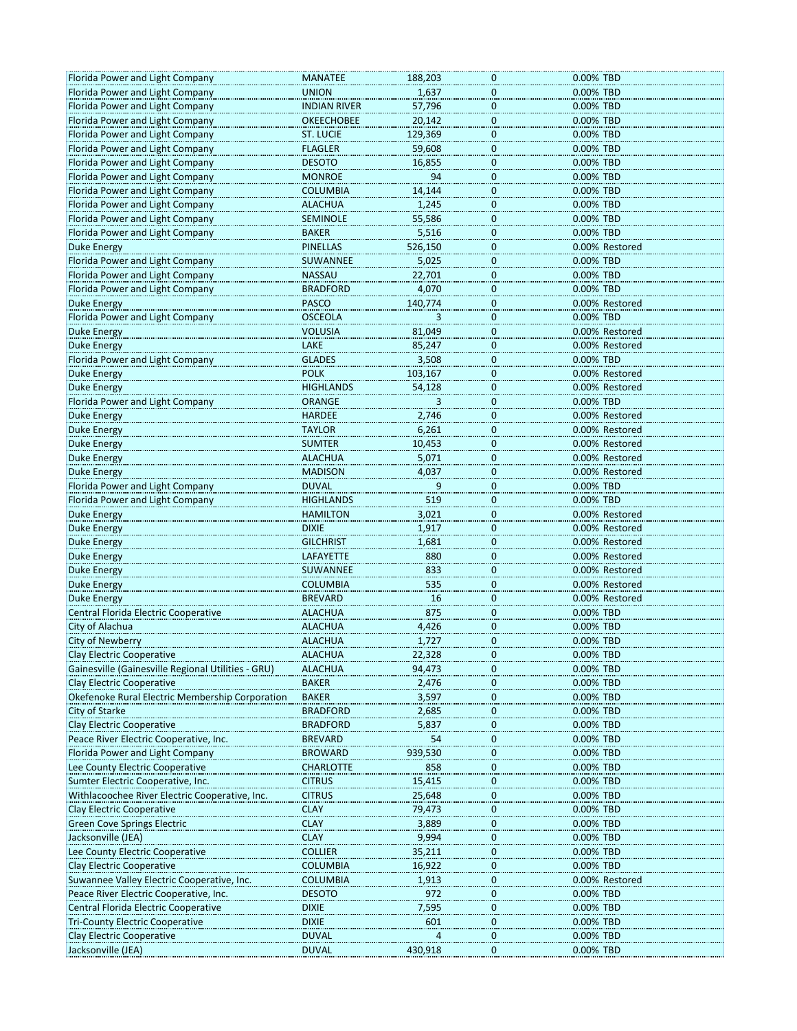| | | | | | |
|---|---|---|---|---|---|
| Florida Power and Light Company | MANATEE | 188,203 | 0 | 0.00% | TBD |
| Florida Power and Light Company | UNION | 1,637 | 0 | 0.00% | TBD |
| Florida Power and Light Company | INDIAN RIVER | 57,796 | 0 | 0.00% | TBD |
| Florida Power and Light Company | OKEECHOBEE | 20,142 | 0 | 0.00% | TBD |
| Florida Power and Light Company | ST. LUCIE | 129,369 | 0 | 0.00% | TBD |
| Florida Power and Light Company | FLAGLER | 59,608 | 0 | 0.00% | TBD |
| Florida Power and Light Company | DESOTO | 16,855 | 0 | 0.00% | TBD |
| Florida Power and Light Company | MONROE | 94 | 0 | 0.00% | TBD |
| Florida Power and Light Company | COLUMBIA | 14,144 | 0 | 0.00% | TBD |
| Florida Power and Light Company | ALACHUA | 1,245 | 0 | 0.00% | TBD |
| Florida Power and Light Company | SEMINOLE | 55,586 | 0 | 0.00% | TBD |
| Florida Power and Light Company | BAKER | 5,516 | 0 | 0.00% | TBD |
| Duke Energy | PINELLAS | 526,150 | 0 | 0.00% | Restored |
| Florida Power and Light Company | SUWANNEE | 5,025 | 0 | 0.00% | TBD |
| Florida Power and Light Company | NASSAU | 22,701 | 0 | 0.00% | TBD |
| Florida Power and Light Company | BRADFORD | 4,070 | 0 | 0.00% | TBD |
| Duke Energy | PASCO | 140,774 | 0 | 0.00% | Restored |
| Florida Power and Light Company | OSCEOLA | 3 | 0 | 0.00% | TBD |
| Duke Energy | VOLUSIA | 81,049 | 0 | 0.00% | Restored |
| Duke Energy | LAKE | 85,247 | 0 | 0.00% | Restored |
| Florida Power and Light Company | GLADES | 3,508 | 0 | 0.00% | TBD |
| Duke Energy | POLK | 103,167 | 0 | 0.00% | Restored |
| Duke Energy | HIGHLANDS | 54,128 | 0 | 0.00% | Restored |
| Florida Power and Light Company | ORANGE | 3 | 0 | 0.00% | TBD |
| Duke Energy | HARDEE | 2,746 | 0 | 0.00% | Restored |
| Duke Energy | TAYLOR | 6,261 | 0 | 0.00% | Restored |
| Duke Energy | SUMTER | 10,453 | 0 | 0.00% | Restored |
| Duke Energy | ALACHUA | 5,071 | 0 | 0.00% | Restored |
| Duke Energy | MADISON | 4,037 | 0 | 0.00% | Restored |
| Florida Power and Light Company | DUVAL | 9 | 0 | 0.00% | TBD |
| Florida Power and Light Company | HIGHLANDS | 519 | 0 | 0.00% | TBD |
| Duke Energy | HAMILTON | 3,021 | 0 | 0.00% | Restored |
| Duke Energy | DIXIE | 1,917 | 0 | 0.00% | Restored |
| Duke Energy | GILCHRIST | 1,681 | 0 | 0.00% | Restored |
| Duke Energy | LAFAYETTE | 880 | 0 | 0.00% | Restored |
| Duke Energy | SUWANNEE | 833 | 0 | 0.00% | Restored |
| Duke Energy | COLUMBIA | 535 | 0 | 0.00% | Restored |
| Duke Energy | BREVARD | 16 | 0 | 0.00% | Restored |
| Central Florida Electric Cooperative | ALACHUA | 875 | 0 | 0.00% | TBD |
| City of Alachua | ALACHUA | 4,426 | 0 | 0.00% | TBD |
| City of Newberry | ALACHUA | 1,727 | 0 | 0.00% | TBD |
| Clay Electric Cooperative | ALACHUA | 22,328 | 0 | 0.00% | TBD |
| Gainesville (Gainesville Regional Utilities - GRU) | ALACHUA | 94,473 | 0 | 0.00% | TBD |
| Clay Electric Cooperative | BAKER | 2,476 | 0 | 0.00% | TBD |
| Okefenoke Rural Electric Membership Corporation | BAKER | 3,597 | 0 | 0.00% | TBD |
| City of Starke | BRADFORD | 2,685 | 0 | 0.00% | TBD |
| Clay Electric Cooperative | BRADFORD | 5,837 | 0 | 0.00% | TBD |
| Peace River Electric Cooperative, Inc. | BREVARD | 54 | 0 | 0.00% | TBD |
| Florida Power and Light Company | BROWARD | 939,530 | 0 | 0.00% | TBD |
| Lee County Electric Cooperative | CHARLOTTE | 858 | 0 | 0.00% | TBD |
| Sumter Electric Cooperative, Inc. | CITRUS | 15,415 | 0 | 0.00% | TBD |
| Withlacoochee River Electric Cooperative, Inc. | CITRUS | 25,648 | 0 | 0.00% | TBD |
| Clay Electric Cooperative | CLAY | 79,473 | 0 | 0.00% | TBD |
| Green Cove Springs Electric | CLAY | 3,889 | 0 | 0.00% | TBD |
| Jacksonville (JEA) | CLAY | 9,994 | 0 | 0.00% | TBD |
| Lee County Electric Cooperative | COLLIER | 35,211 | 0 | 0.00% | TBD |
| Clay Electric Cooperative | COLUMBIA | 16,922 | 0 | 0.00% | TBD |
| Suwannee Valley Electric Cooperative, Inc. | COLUMBIA | 1,913 | 0 | 0.00% | Restored |
| Peace River Electric Cooperative, Inc. | DESOTO | 972 | 0 | 0.00% | TBD |
| Central Florida Electric Cooperative | DIXIE | 7,595 | 0 | 0.00% | TBD |
| Tri-County Electric Cooperative | DIXIE | 601 | 0 | 0.00% | TBD |
| Clay Electric Cooperative | DUVAL | 4 | 0 | 0.00% | TBD |
| Jacksonville (JEA) | DUVAL | 430,918 | 0 | 0.00% | TBD |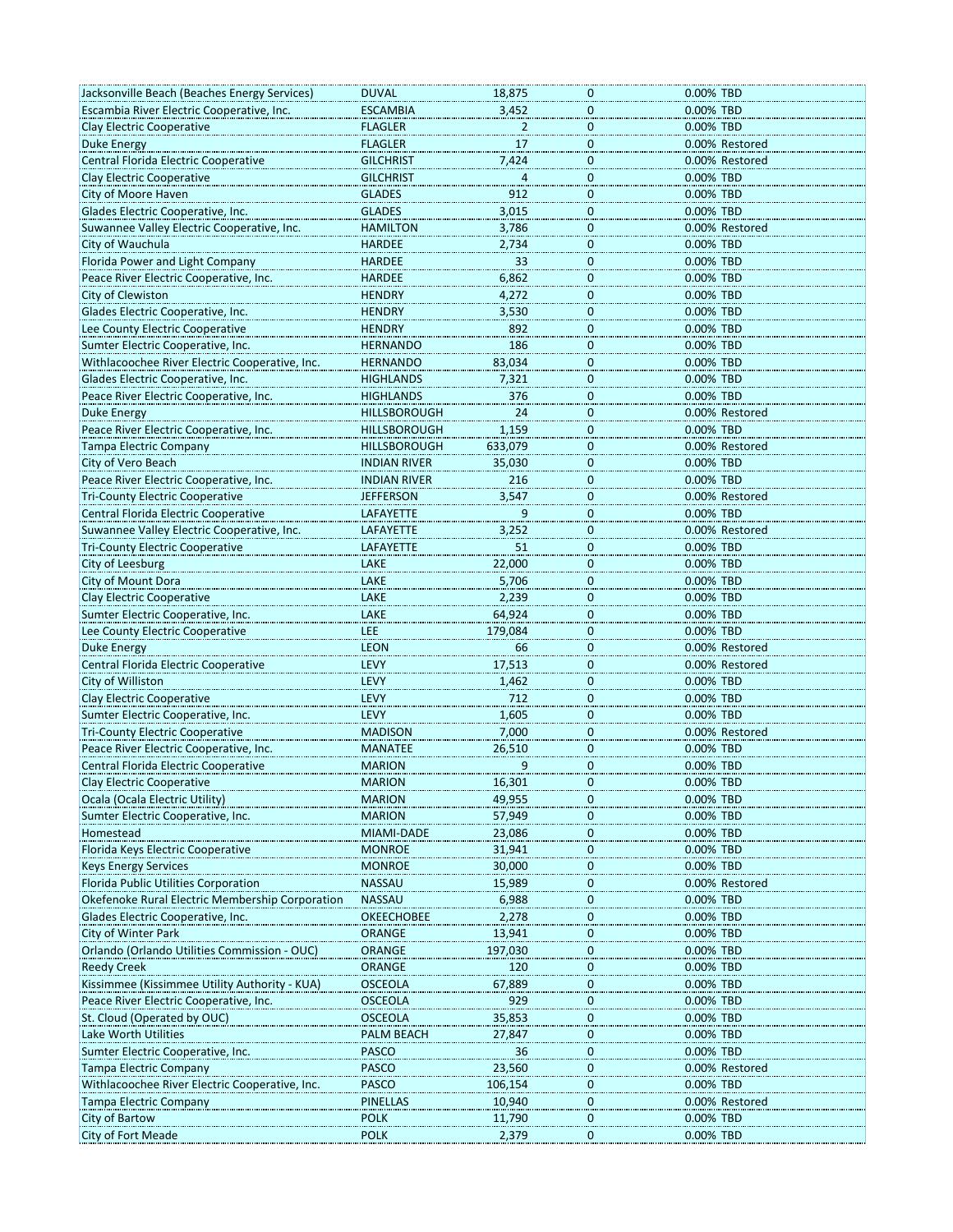| Jacksonville Beach (Beaches Energy Services) | DUVAL | 18,875 | 0 | 0.00% | TBD |
|---|---|---|---|---|---|
| Escambia River Electric Cooperative, Inc. | ESCAMBIA | 3,452 | 0 | 0.00% | TBD |
| Clay Electric Cooperative | FLAGLER | 2 | 0 | 0.00% | TBD |
| Duke Energy | FLAGLER | 17 | 0 | 0.00% | Restored |
| Central Florida Electric Cooperative | GILCHRIST | 7,424 | 0 | 0.00% | Restored |
| Clay Electric Cooperative | GILCHRIST | 4 | 0 | 0.00% | TBD |
| City of Moore Haven | GLADES | 912 | 0 | 0.00% | TBD |
| Glades Electric Cooperative, Inc. | GLADES | 3,015 | 0 | 0.00% | TBD |
| Suwannee Valley Electric Cooperative, Inc. | HAMILTON | 3,786 | 0 | 0.00% | Restored |
| City of Wauchula | HARDEE | 2,734 | 0 | 0.00% | TBD |
| Florida Power and Light Company | HARDEE | 33 | 0 | 0.00% | TBD |
| Peace River Electric Cooperative, Inc. | HARDEE | 6,862 | 0 | 0.00% | TBD |
| City of Clewiston | HENDRY | 4,272 | 0 | 0.00% | TBD |
| Glades Electric Cooperative, Inc. | HENDRY | 3,530 | 0 | 0.00% | TBD |
| Lee County Electric Cooperative | HENDRY | 892 | 0 | 0.00% | TBD |
| Sumter Electric Cooperative, Inc. | HERNANDO | 186 | 0 | 0.00% | TBD |
| Withlacoochee River Electric Cooperative, Inc. | HERNANDO | 83,034 | 0 | 0.00% | TBD |
| Glades Electric Cooperative, Inc. | HIGHLANDS | 7,321 | 0 | 0.00% | TBD |
| Peace River Electric Cooperative, Inc. | HIGHLANDS | 376 | 0 | 0.00% | TBD |
| Duke Energy | HILLSBOROUGH | 24 | 0 | 0.00% | Restored |
| Peace River Electric Cooperative, Inc. | HILLSBOROUGH | 1,159 | 0 | 0.00% | TBD |
| Tampa Electric Company | HILLSBOROUGH | 633,079 | 0 | 0.00% | Restored |
| City of Vero Beach | INDIAN RIVER | 35,030 | 0 | 0.00% | TBD |
| Peace River Electric Cooperative, Inc. | INDIAN RIVER | 216 | 0 | 0.00% | TBD |
| Tri-County Electric Cooperative | JEFFERSON | 3,547 | 0 | 0.00% | Restored |
| Central Florida Electric Cooperative | LAFAYETTE | 9 | 0 | 0.00% | TBD |
| Suwannee Valley Electric Cooperative, Inc. | LAFAYETTE | 3,252 | 0 | 0.00% | Restored |
| Tri-County Electric Cooperative | LAFAYETTE | 51 | 0 | 0.00% | TBD |
| City of Leesburg | LAKE | 22,000 | 0 | 0.00% | TBD |
| City of Mount Dora | LAKE | 5,706 | 0 | 0.00% | TBD |
| Clay Electric Cooperative | LAKE | 2,239 | 0 | 0.00% | TBD |
| Sumter Electric Cooperative, Inc. | LAKE | 64,924 | 0 | 0.00% | TBD |
| Lee County Electric Cooperative | LEE | 179,084 | 0 | 0.00% | TBD |
| Duke Energy | LEON | 66 | 0 | 0.00% | Restored |
| Central Florida Electric Cooperative | LEVY | 17,513 | 0 | 0.00% | Restored |
| City of Williston | LEVY | 1,462 | 0 | 0.00% | TBD |
| Clay Electric Cooperative | LEVY | 712 | 0 | 0.00% | TBD |
| Sumter Electric Cooperative, Inc. | LEVY | 1,605 | 0 | 0.00% | TBD |
| Tri-County Electric Cooperative | MADISON | 7,000 | 0 | 0.00% | Restored |
| Peace River Electric Cooperative, Inc. | MANATEE | 26,510 | 0 | 0.00% | TBD |
| Central Florida Electric Cooperative | MARION | 9 | 0 | 0.00% | TBD |
| Clay Electric Cooperative | MARION | 16,301 | 0 | 0.00% | TBD |
| Ocala (Ocala Electric Utility) | MARION | 49,955 | 0 | 0.00% | TBD |
| Sumter Electric Cooperative, Inc. | MARION | 57,949 | 0 | 0.00% | TBD |
| Homestead | MIAMI-DADE | 23,086 | 0 | 0.00% | TBD |
| Florida Keys Electric Cooperative | MONROE | 31,941 | 0 | 0.00% | TBD |
| Keys Energy Services | MONROE | 30,000 | 0 | 0.00% | TBD |
| Florida Public Utilities Corporation | NASSAU | 15,989 | 0 | 0.00% | Restored |
| Okefenoke Rural Electric Membership Corporation | NASSAU | 6,988 | 0 | 0.00% | TBD |
| Glades Electric Cooperative, Inc. | OKEECHOBEE | 2,278 | 0 | 0.00% | TBD |
| City of Winter Park | ORANGE | 13,941 | 0 | 0.00% | TBD |
| Orlando (Orlando Utilities Commission - OUC) | ORANGE | 197,030 | 0 | 0.00% | TBD |
| Reedy Creek | ORANGE | 120 | 0 | 0.00% | TBD |
| Kissimmee (Kissimmee Utility Authority - KUA) | OSCEOLA | 67,889 | 0 | 0.00% | TBD |
| Peace River Electric Cooperative, Inc. | OSCEOLA | 929 | 0 | 0.00% | TBD |
| St. Cloud (Operated by OUC) | OSCEOLA | 35,853 | 0 | 0.00% | TBD |
| Lake Worth Utilities | PALM BEACH | 27,847 | 0 | 0.00% | TBD |
| Sumter Electric Cooperative, Inc. | PASCO | 36 | 0 | 0.00% | TBD |
| Tampa Electric Company | PASCO | 23,560 | 0 | 0.00% | Restored |
| Withlacoochee River Electric Cooperative, Inc. | PASCO | 106,154 | 0 | 0.00% | TBD |
| Tampa Electric Company | PINELLAS | 10,940 | 0 | 0.00% | Restored |
| City of Bartow | POLK | 11,790 | 0 | 0.00% | TBD |
| City of Fort Meade | POLK | 2,379 | 0 | 0.00% | TBD |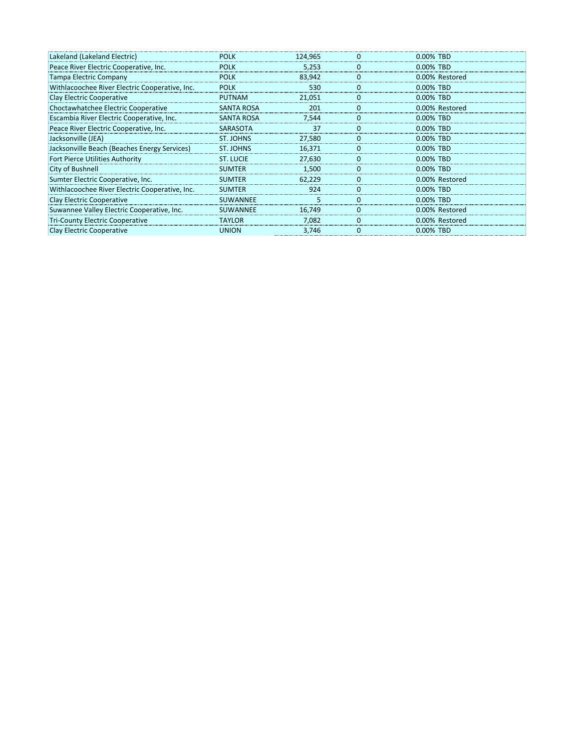| | | | | | |
|---|---|---|---|---|---|
| Lakeland (Lakeland Electric) | POLK | 124,965 | 0 | 0.00% | TBD |
| Peace River Electric Cooperative, Inc. | POLK | 5,253 | 0 | 0.00% | TBD |
| Tampa Electric Company | POLK | 83,942 | 0 | 0.00% | Restored |
| Withlacoochee River Electric Cooperative, Inc. | POLK | 530 | 0 | 0.00% | TBD |
| Clay Electric Cooperative | PUTNAM | 21,051 | 0 | 0.00% | TBD |
| Choctawhatchee Electric Cooperative | SANTA ROSA | 201 | 0 | 0.00% | Restored |
| Escambia River Electric Cooperative, Inc. | SANTA ROSA | 7,544 | 0 | 0.00% | TBD |
| Peace River Electric Cooperative, Inc. | SARASOTA | 37 | 0 | 0.00% | TBD |
| Jacksonville (JEA) | ST. JOHNS | 27,580 | 0 | 0.00% | TBD |
| Jacksonville Beach (Beaches Energy Services) | ST. JOHNS | 16,371 | 0 | 0.00% | TBD |
| Fort Pierce Utilities Authority | ST. LUCIE | 27,630 | 0 | 0.00% | TBD |
| City of Bushnell | SUMTER | 1,500 | 0 | 0.00% | TBD |
| Sumter Electric Cooperative, Inc. | SUMTER | 62,229 | 0 | 0.00% | Restored |
| Withlacoochee River Electric Cooperative, Inc. | SUMTER | 924 | 0 | 0.00% | TBD |
| Clay Electric Cooperative | SUWANNEE | 5 | 0 | 0.00% | TBD |
| Suwannee Valley Electric Cooperative, Inc. | SUWANNEE | 16,749 | 0 | 0.00% | Restored |
| Tri-County Electric Cooperative | TAYLOR | 7,082 | 0 | 0.00% | Restored |
| Clay Electric Cooperative | UNION | 3,746 | 0 | 0.00% | TBD |